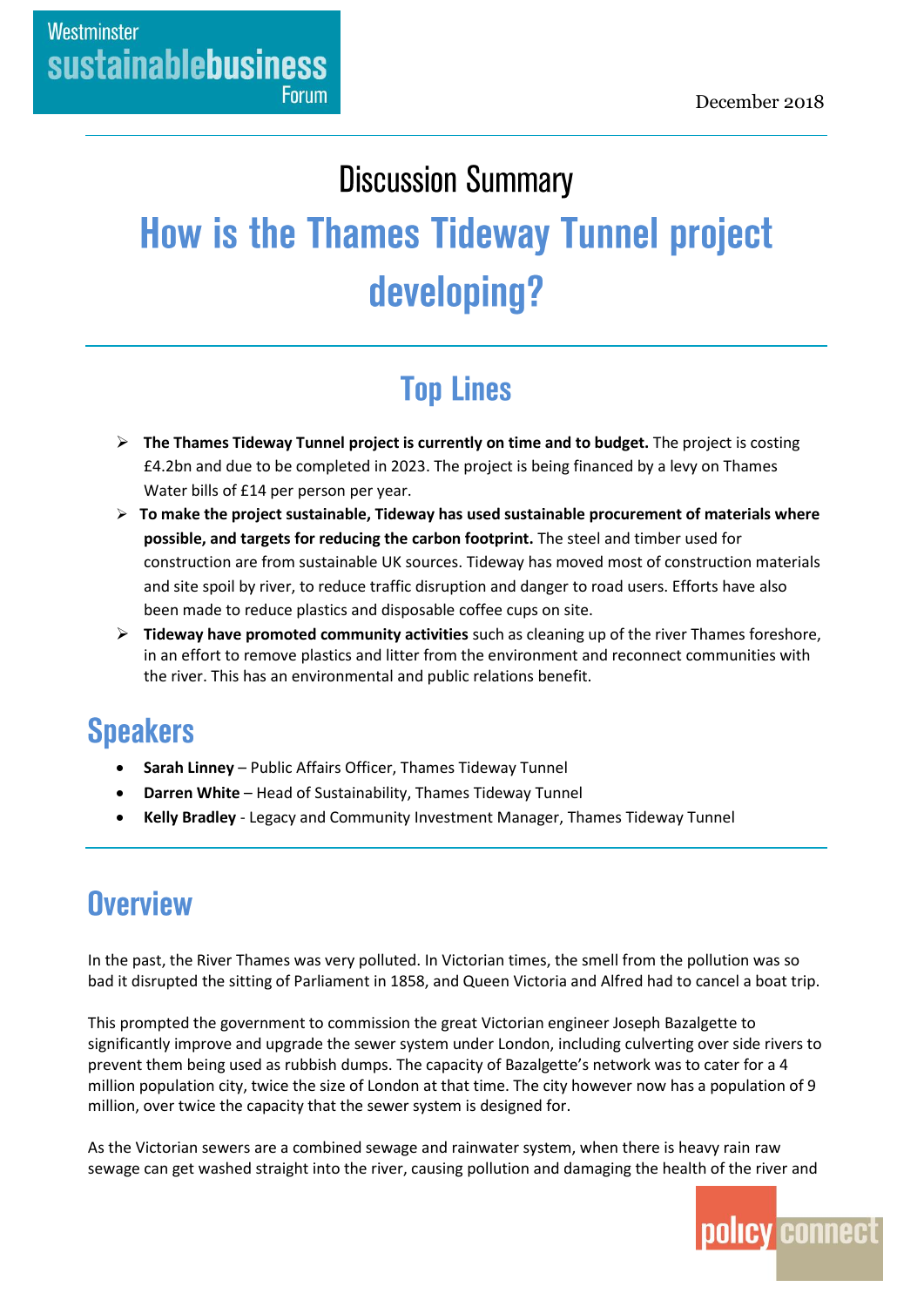Westminster sustainablebusiness Forum

December 2018

# Discussion Summary

# How is the Thames Tideway Tunnel project developing?

## Top Lines

- **The Thames Tideway Tunnel project is currently on time and to budget.** The project is costing £4.2bn and due to be completed in 2023. The project is being financed by a levy on Thames Water bills of £14 per person per year.
- **To make the project sustainable, Tideway has used sustainable procurement of materials where possible, and targets for reducing the carbon footprint.** The steel and timber used for construction are from sustainable UK sources. Tideway has moved most of construction materials and site spoil by river, to reduce traffic disruption and danger to road users. Efforts have also been made to reduce plastics and disposable coffee cups on site.
- **Tideway have promoted community activities** such as cleaning up of the river Thames foreshore, in an effort to remove plastics and litter from the environment and reconnect communities with the river. This has an environmental and public relations benefit.

## Speakers

- **Sarah Linney** – Public Affairs Officer, Thames Tideway Tunnel
- **Darren White** – Head of Sustainability, Thames Tideway Tunnel
- **Kelly Bradley** - Legacy and Community Investment Manager, Thames Tideway Tunnel

## Overview

In the past, the River Thames was very polluted. In Victorian times, the smell from the pollution was so bad it disrupted the sitting of Parliament in 1858, and Queen Victoria and Alfred had to cancel a boat trip.

This prompted the government to commission the great Victorian engineer Joseph Bazalgette to significantly improve and upgrade the sewer system under London, including culverting over side rivers to prevent them being used as rubbish dumps. The capacity of Bazalgette's network was to cater for a 4 million population city, twice the size of London at that time. The city however now has a population of 9 million, over twice the capacity that the sewer system is designed for.

As the Victorian sewers are a combined sewage and rainwater system, when there is heavy rain raw sewage can get washed straight into the river, causing pollution and damaging the health of the river and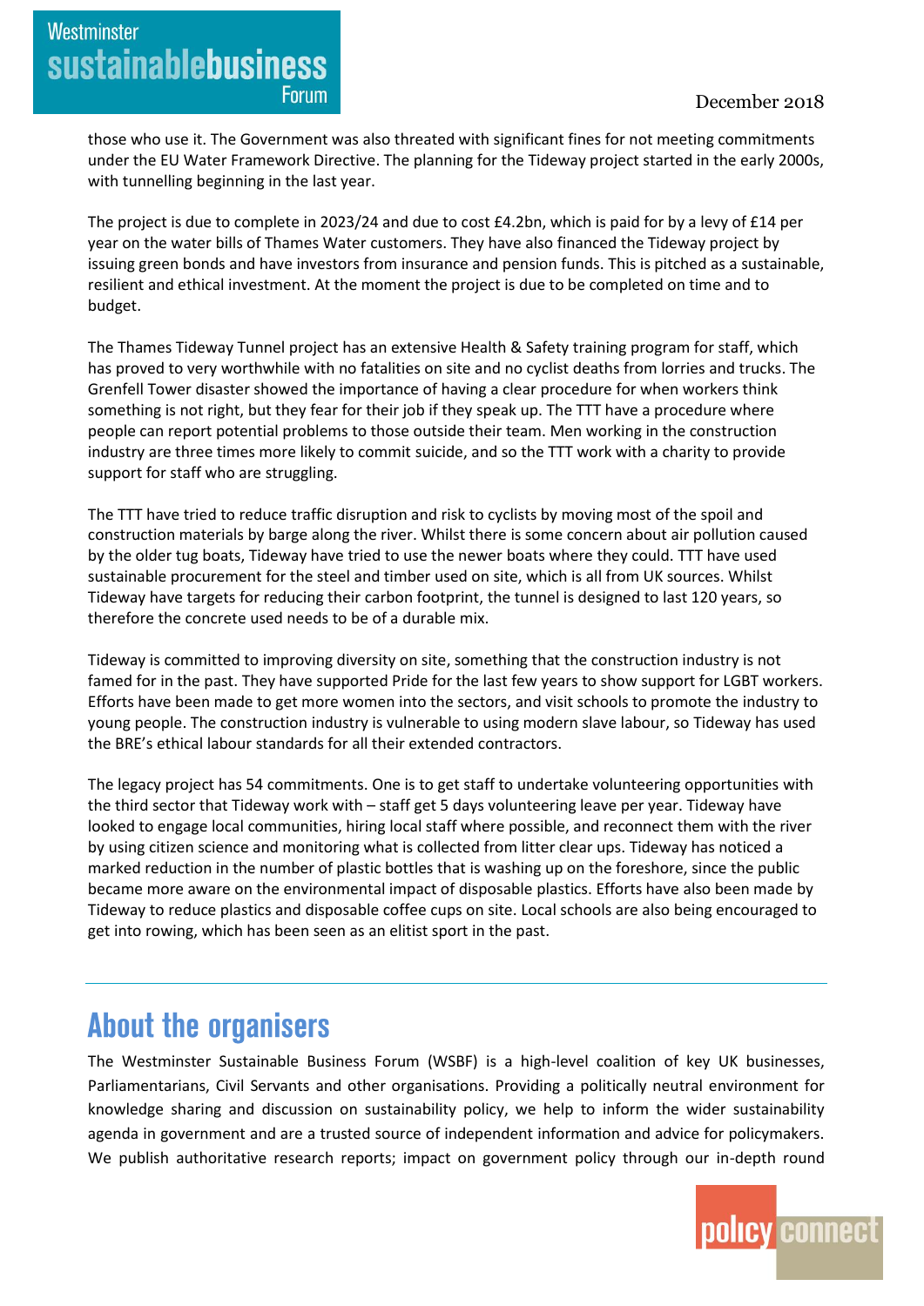those who use it. The Government was also threated with significant fines for not meeting commitments under the EU Water Framework Directive. The planning for the Tideway project started in the early 2000s, with tunnelling beginning in the last year.

The project is due to complete in 2023/24 and due to cost £4.2bn, which is paid for by a levy of £14 per year on the water bills of Thames Water customers. They have also financed the Tideway project by issuing green bonds and have investors from insurance and pension funds. This is pitched as a sustainable, resilient and ethical investment. At the moment the project is due to be completed on time and to budget.

The Thames Tideway Tunnel project has an extensive Health & Safety training program for staff, which has proved to very worthwhile with no fatalities on site and no cyclist deaths from lorries and trucks. The Grenfell Tower disaster showed the importance of having a clear procedure for when workers think something is not right, but they fear for their job if they speak up. The TTT have a procedure where people can report potential problems to those outside their team. Men working in the construction industry are three times more likely to commit suicide, and so the TTT work with a charity to provide support for staff who are struggling.

The TTT have tried to reduce traffic disruption and risk to cyclists by moving most of the spoil and construction materials by barge along the river. Whilst there is some concern about air pollution caused by the older tug boats, Tideway have tried to use the newer boats where they could. TTT have used sustainable procurement for the steel and timber used on site, which is all from UK sources. Whilst Tideway have targets for reducing their carbon footprint, the tunnel is designed to last 120 years, so therefore the concrete used needs to be of a durable mix.

Tideway is committed to improving diversity on site, something that the construction industry is not famed for in the past. They have supported Pride for the last few years to show support for LGBT workers. Efforts have been made to get more women into the sectors, and visit schools to promote the industry to young people. The construction industry is vulnerable to using modern slave labour, so Tideway has used the BRE's ethical labour standards for all their extended contractors.

The legacy project has 54 commitments. One is to get staff to undertake volunteering opportunities with the third sector that Tideway work with – staff get 5 days volunteering leave per year. Tideway have looked to engage local communities, hiring local staff where possible, and reconnect them with the river by using citizen science and monitoring what is collected from litter clear ups. Tideway has noticed a marked reduction in the number of plastic bottles that is washing up on the foreshore, since the public became more aware on the environmental impact of disposable plastics. Efforts have also been made by Tideway to reduce plastics and disposable coffee cups on site. Local schools are also being encouraged to get into rowing, which has been seen as an elitist sport in the past.

---

## About the organisers

The Westminster Sustainable Business Forum (WSBF) is a high-level coalition of key UK businesses, Parliamentarians, Civil Servants and other organisations. Providing a politically neutral environment for knowledge sharing and discussion on sustainability policy, we help to inform the wider sustainability agenda in government and are a trusted source of independent information and advice for policymakers. We publish authoritative research reports; impact on government policy through our in-depth round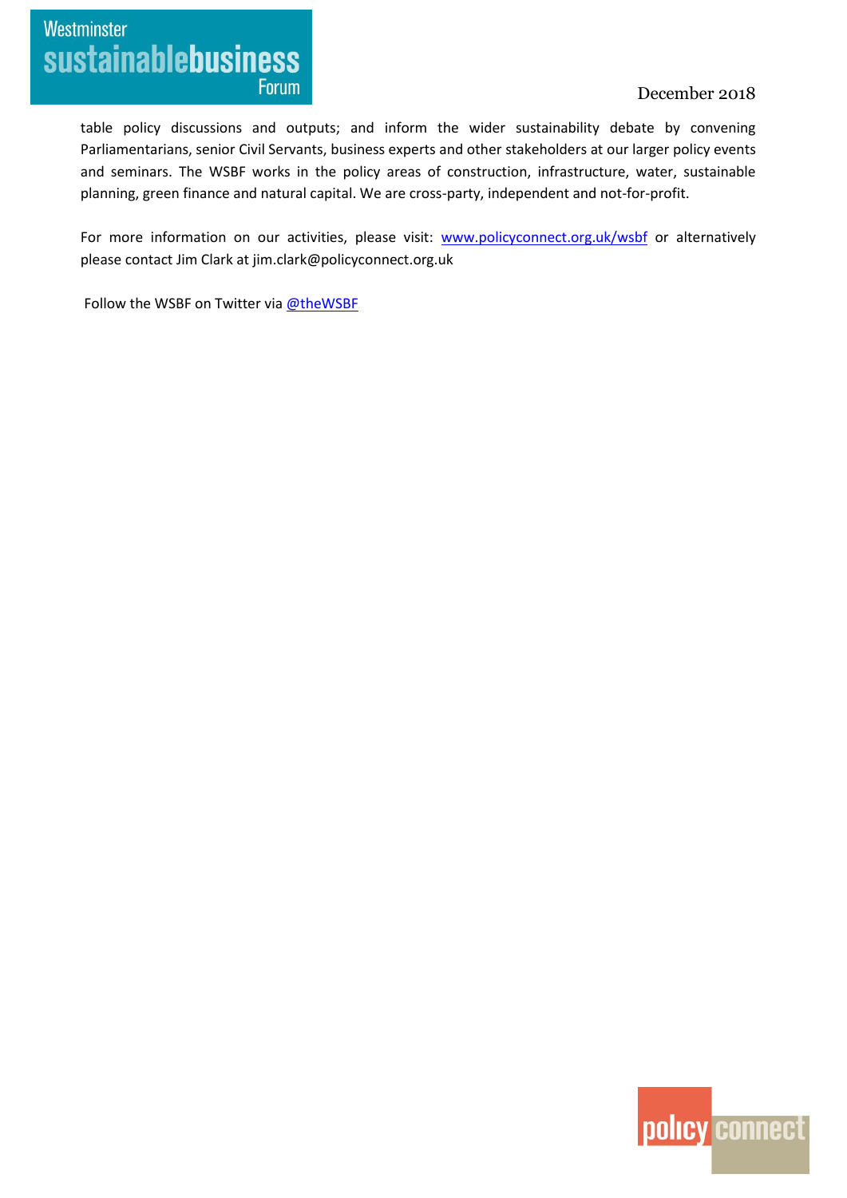table policy discussions and outputs; and inform the wider sustainability debate by convening Parliamentarians, senior Civil Servants, business experts and other stakeholders at our larger policy events and seminars. The WSBF works in the policy areas of construction, infrastructure, water, sustainable planning, green finance and natural capital. We are cross-party, independent and not-for-profit.

For more information on our activities, please visit: [www.policyconnect.org.uk/wsbf](www.policyconnect.org.uk/wsbf) or alternatively please contact Jim Clark at jim.clark@policyconnect.org.uk

Follow the WSBF on Twitter via @theWSBF